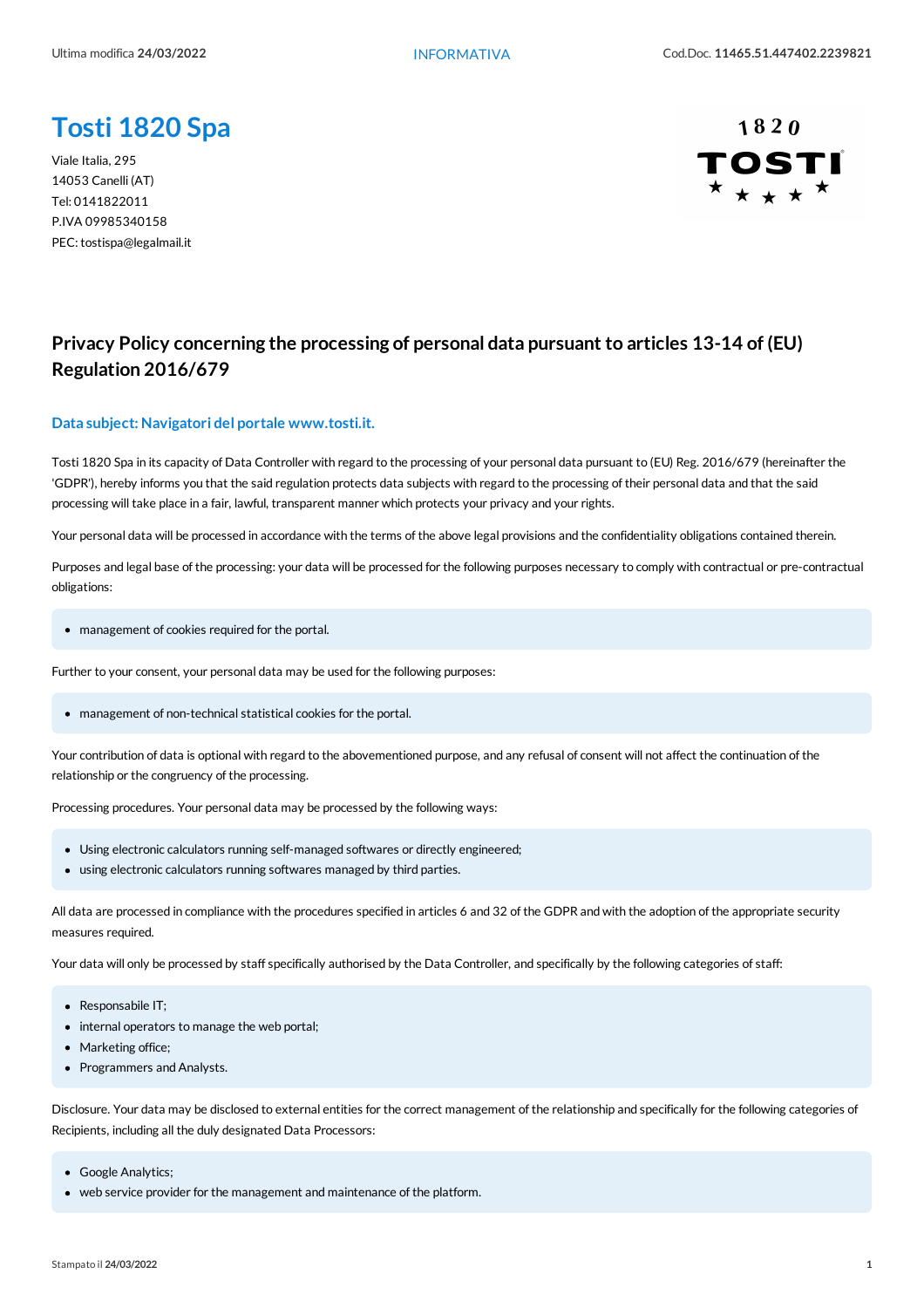# Tosti 1820 Spa

Viale Italia, 295
14053 Canelli (AT)
Tel: 0141822011
P.IVA 09985340158
PEC: tostispa@legalmail.it

## Privacy Policy concerning the processing of personal data pursuant to articles 13-14 of (EU) Regulation 2016/679

### Data subject: Navigatori del portale www.tosti.it.

Tosti 1820 Spa in its capacity of Data Controller with regard to the processing of your personal data pursuant to (EU) Reg. 2016/679 (hereinafter the 'GDPR'), hereby informs you that the said regulation protects data subjects with regard to the processing of their personal data and that the said processing will take place in a fair, lawful, transparent manner which protects your privacy and your rights.

Your personal data will be processed in accordance with the terms of the above legal provisions and the confidentiality obligations contained therein.

Purposes and legal base of the processing: your data will be processed for the following purposes necessary to comply with contractual or pre-contractual obligations:

- management of cookies required for the portal.

Further to your consent, your personal data may be used for the following purposes:

- management of non-technical statistical cookies for the portal.

Your contribution of data is optional with regard to the abovementioned purpose, and any refusal of consent will not affect the continuation of the relationship or the congruency of the processing.

Processing procedures. Your personal data may be processed by the following ways:

- Using electronic calculators running self-managed softwares or directly engineered;
- using electronic calculators running softwares managed by third parties.

All data are processed in compliance with the procedures specified in articles 6 and 32 of the GDPR and with the adoption of the appropriate security measures required.

Your data will only be processed by staff specifically authorised by the Data Controller, and specifically by the following categories of staff:

- Responsabile IT;
- internal operators to manage the web portal;
- Marketing office;
- Programmers and Analysts.

Disclosure. Your data may be disclosed to external entities for the correct management of the relationship and specifically for the following categories of Recipients, including all the duly designated Data Processors:

- Google Analytics;
- web service provider for the management and maintenance of the platform.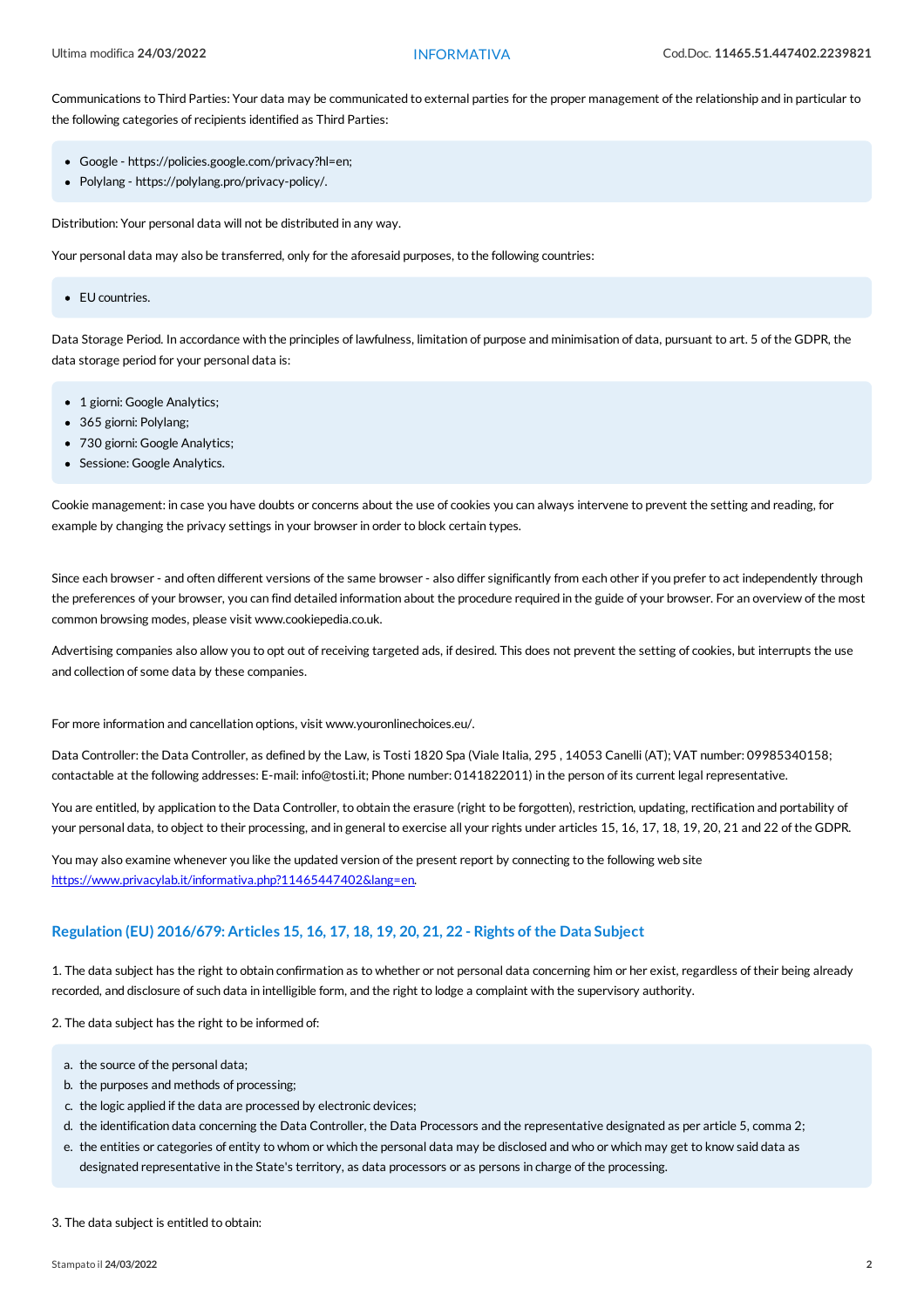Communications to Third Parties: Your data may be communicated to external parties for the proper management of the relationship and in particular to the following categories of recipients identified as Third Parties:

- Google - https://policies.google.com/privacy?hl=en;
- Polylang - https://polylang.pro/privacy-policy/.

Distribution: Your personal data will not be distributed in any way.

Your personal data may also be transferred, only for the aforesaid purposes, to the following countries:

- EU countries.

Data Storage Period. In accordance with the principles of lawfulness, limitation of purpose and minimisation of data, pursuant to art. 5 of the GDPR, the data storage period for your personal data is:

- 1 giorni: Google Analytics;
- 365 giorni: Polylang;
- 730 giorni: Google Analytics;
- Sessione: Google Analytics.

Cookie management: in case you have doubts or concerns about the use of cookies you can always intervene to prevent the setting and reading, for example by changing the privacy settings in your browser in order to block certain types.

Since each browser - and often different versions of the same browser - also differ significantly from each other if you prefer to act independently through the preferences of your browser, you can find detailed information about the procedure required in the guide of your browser. For an overview of the most common browsing modes, please visit www.cookiepedia.co.uk.

Advertising companies also allow you to opt out of receiving targeted ads, if desired. This does not prevent the setting of cookies, but interrupts the use and collection of some data by these companies.

For more information and cancellation options, visit www.youronlinechoices.eu/.

Data Controller: the Data Controller, as defined by the Law, is Tosti 1820 Spa (Viale Italia, 295 , 14053 Canelli (AT); VAT number: 09985340158; contactable at the following addresses: E-mail: info@tosti.it; Phone number: 0141822011) in the person of its current legal representative.

You are entitled, by application to the Data Controller, to obtain the erasure (right to be forgotten), restriction, updating, rectification and portability of your personal data, to object to their processing, and in general to exercise all your rights under articles 15, 16, 17, 18, 19, 20, 21 and 22 of the GDPR.

You may also examine whenever you like the updated version of the present report by connecting to the following web site [https://www.privacylab.it/informativa.php?11465447402&lang=en](https://www.privacylab.it/informativa.php?11465447402&lang=en).

## Regulation (EU) 2016/679: Articles 15, 16, 17, 18, 19, 20, 21, 22 - Rights of the Data Subject

1. The data subject has the right to obtain confirmation as to whether or not personal data concerning him or her exist, regardless of their being already recorded, and disclosure of such data in intelligible form, and the right to lodge a complaint with the supervisory authority.

2. The data subject has the right to be informed of:

a. the source of the personal data;
b. the purposes and methods of processing;
c. the logic applied if the data are processed by electronic devices;
d. the identification data concerning the Data Controller, the Data Processors and the representative designated as per article 5, comma 2;
e. the entities or categories of entity to whom or which the personal data may be disclosed and who or which may get to know said data as designated representative in the State's territory, as data processors or as persons in charge of the processing.

3. The data subject is entitled to obtain: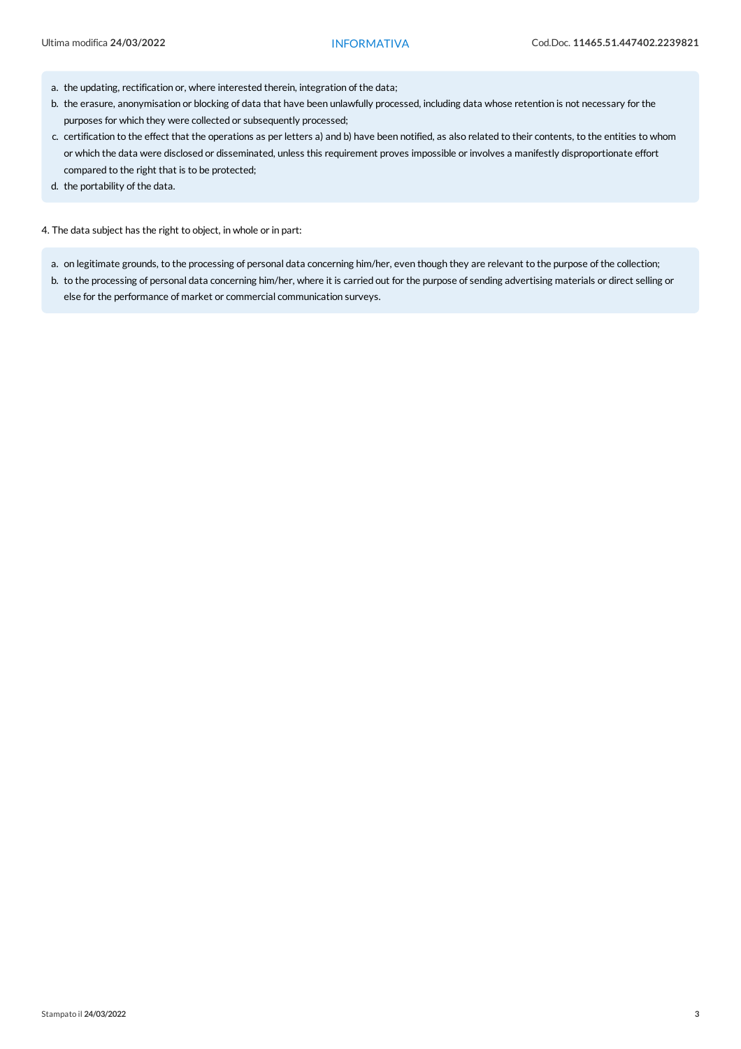a. the updating, rectification or, where interested therein, integration of the data;
b. the erasure, anonymisation or blocking of data that have been unlawfully processed, including data whose retention is not necessary for the purposes for which they were collected or subsequently processed;
c. certification to the effect that the operations as per letters a) and b) have been notified, as also related to their contents, to the entities to whom or which the data were disclosed or disseminated, unless this requirement proves impossible or involves a manifestly disproportionate effort compared to the right that is to be protected;
d. the portability of the data.

4. The data subject has the right to object, in whole or in part:

a. on legitimate grounds, to the processing of personal data concerning him/her, even though they are relevant to the purpose of the collection;
b. to the processing of personal data concerning him/her, where it is carried out for the purpose of sending advertising materials or direct selling or else for the performance of market or commercial communication surveys.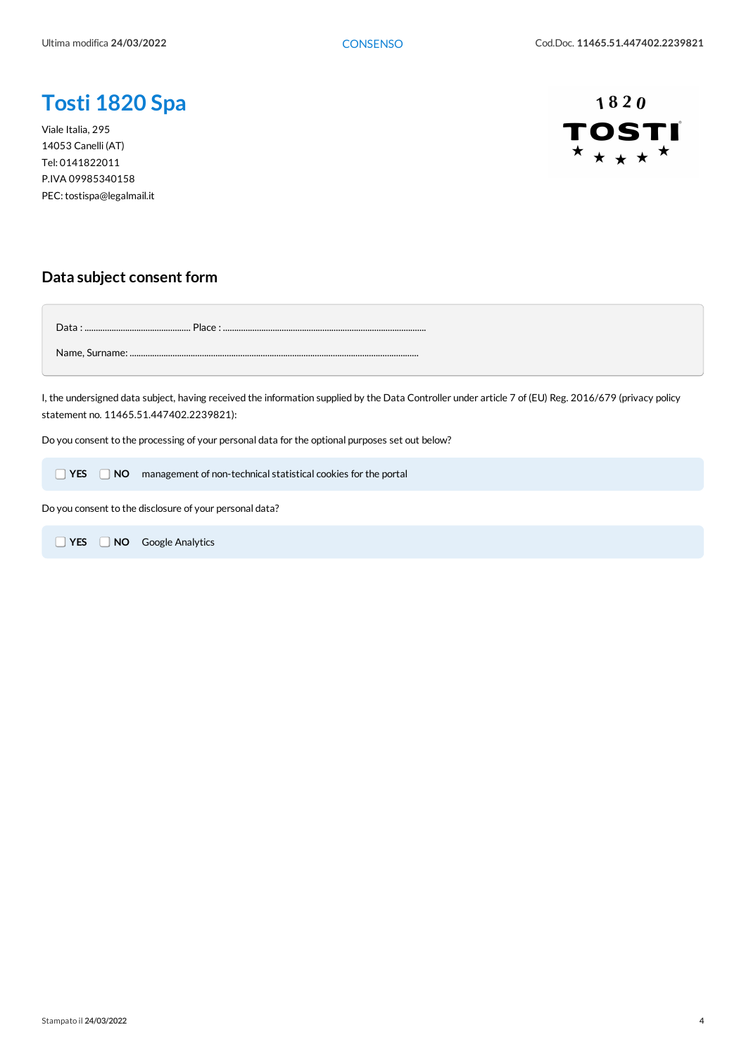# Tosti 1820 Spa

Viale Italia, 295
14053 Canelli (AT)
Tel: 0141822011
P.IVA 09985340158
PEC: tostispa@legalmail.it

## Data subject consent form

Data : ............................................... Place : ..........................................................................................

Name, Surname: ..............................................................................................................................

I, the undersigned data subject, having received the information supplied by the Data Controller under article 7 of (EU) Reg. 2016/679 (privacy policy statement no. 11465.51.447402.2239821):

Do you consent to the processing of your personal data for the optional purposes set out below?

☐ **YES** ☐ **NO** management of non-technical statistical cookies for the portal

Do you consent to the disclosure of your personal data?

☐ **YES** ☐ **NO** Google Analytics